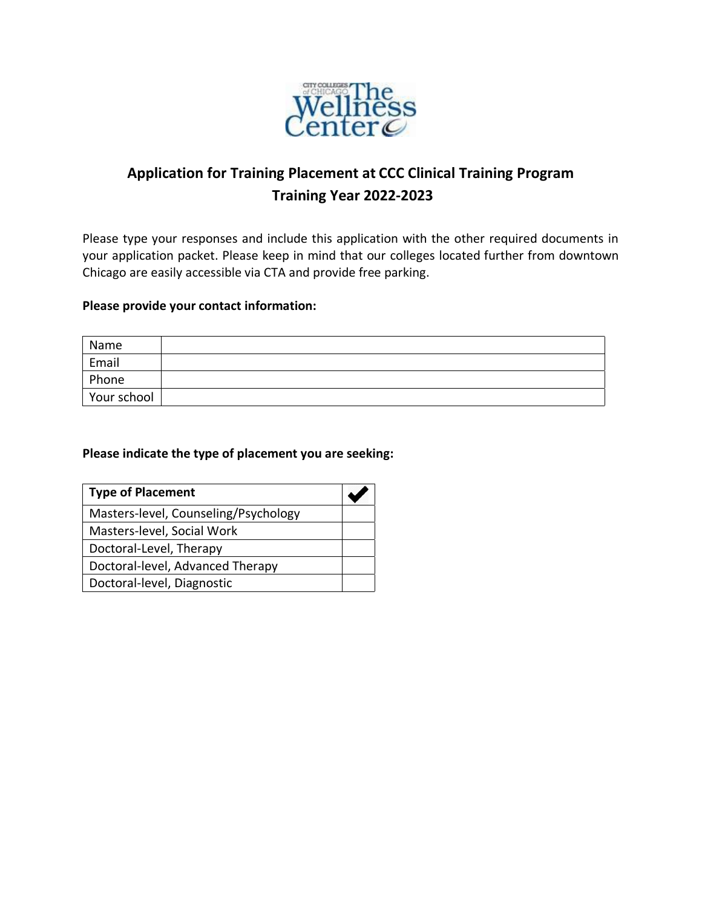# Application for Training Placement at CCC Clinical Training Program
## Training Year 2022-2023

Please type your responses and include this application with the other required documents in your application packet. Please keep in mind that our colleges located further from downtown Chicago are easily accessible via CTA and provide free parking.

**Please provide your contact information:**

| | |
|---|---|
| Name | |
| Email | |
| Phone | |
| Your school | |

**Please indicate the type of placement you are seeking:**

| Type of Placement | ✔ |
|---|---|
| Masters-level, Counseling/Psychology | |
| Masters-level, Social Work | |
| Doctoral-Level, Therapy | |
| Doctoral-level, Advanced Therapy | |
| Doctoral-level, Diagnostic | |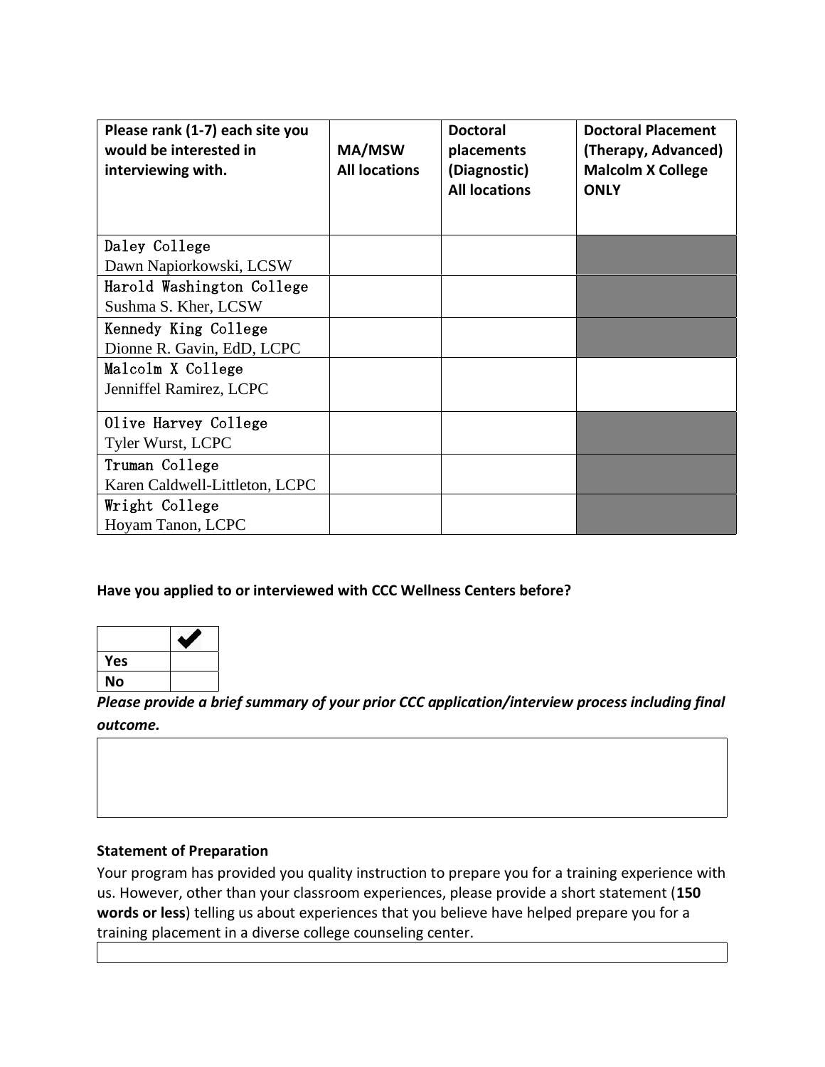| Please rank (1-7) each site you would be interested in interviewing with. | MA/MSW All locations | Doctoral placements (Diagnostic) All locations | Doctoral Placement (Therapy, Advanced) Malcolm X College ONLY |
|---|---|---|---|
| Daley College<br>Dawn Napiorkowski, LCSW | | | |
| Harold Washington College<br>Sushma S. Kher, LCSW | | | |
| Kennedy King College<br>Dionne R. Gavin, EdD, LCPC | | | |
| Malcolm X College<br>Jenniffel Ramirez, LCPC | | | |
| Olive Harvey College<br>Tyler Wurst, LCPC | | | |
| Truman College<br>Karen Caldwell-Littleton, LCPC | | | |
| Wright College<br>Hoyam Tanon, LCPC | | | |

**Have you applied to or interviewed with CCC Wellness Centers before?**

| | ✔ |
|---|---|
| **Yes** | |
| **No** | |

***Please provide a brief summary of your prior CCC application/interview process including final outcome.***

| |
|---|
| |

**Statement of Preparation**

Your program has provided you quality instruction to prepare you for a training experience with us. However, other than your classroom experiences, please provide a short statement (**150 words or less**) telling us about experiences that you believe have helped prepare you for a training placement in a diverse college counseling center.

| |
|---|
| |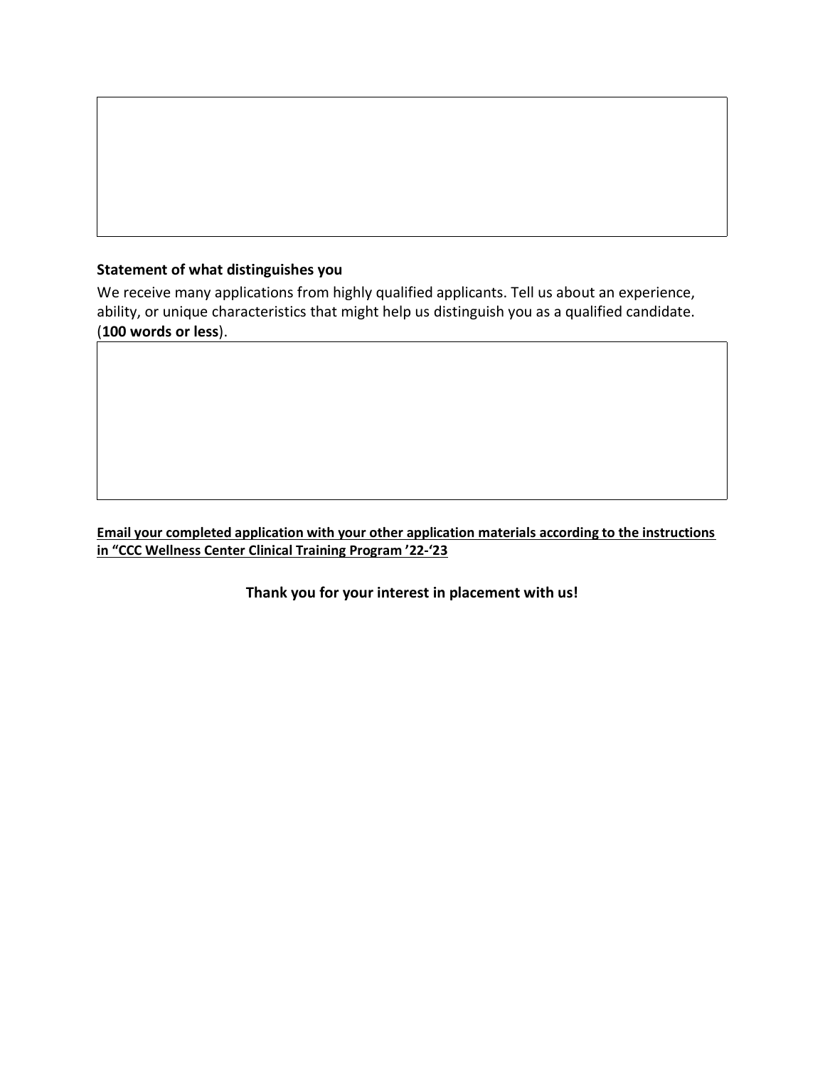### Statement of what distinguishes you

We receive many applications from highly qualified applicants. Tell us about an experience, ability, or unique characteristics that might help us distinguish you as a qualified candidate. (**100 words or less**).

**Email your completed application with your other application materials according to the instructions in "CCC Wellness Center Clinical Training Program '22-'23**

**Thank you for your interest in placement with us!**